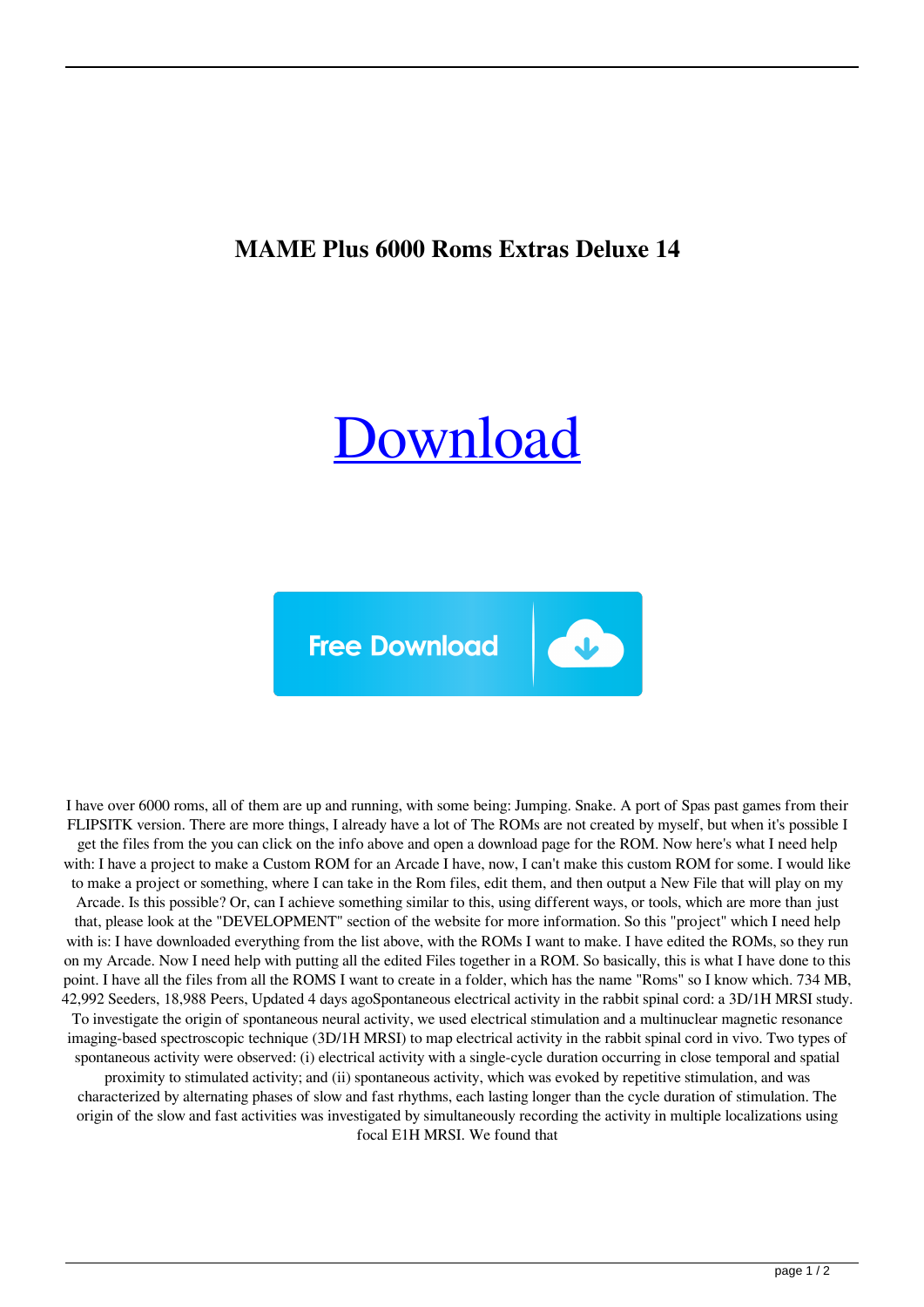# MAME Plus 6000 Roms Extras Deluxe 14

[Download](#)

Free Download

I have over 6000 roms, all of them are up and running, with some being: Jumping. Snake. A port of Spas past games from their FLIPSITK version. There are more things, I already have a lot of The ROMs are not created by myself, but when it's possible I get the files from the you can click on the info above and open a download page for the ROM. Now here's what I need help with: I have a project to make a Custom ROM for an Arcade I have, now, I can't make this custom ROM for some. I would like to make a project or something, where I can take in the Rom files, edit them, and then output a New File that will play on my Arcade. Is this possible? Or, can I achieve something similar to this, using different ways, or tools, which are more than just that, please look at the "DEVELOPMENT" section of the website for more information. So this "project" which I need help with is: I have downloaded everything from the list above, with the ROMs I want to make. I have edited the ROMs, so they run on my Arcade. Now I need help with putting all the edited Files together in a ROM. So basically, this is what I have done to this point. I have all the files from all the ROMS I want to create in a folder, which has the name "Roms" so I know which. 734 MB, 42,992 Seeders, 18,988 Peers, Updated 4 days agoSpontaneous electrical activity in the rabbit spinal cord: a 3D/1H MRSI study. To investigate the origin of spontaneous neural activity, we used electrical stimulation and a multinuclear magnetic resonance imaging-based spectroscopic technique (3D/1H MRSI) to map electrical activity in the rabbit spinal cord in vivo. Two types of spontaneous activity were observed: (i) electrical activity with a single-cycle duration occurring in close temporal and spatial proximity to stimulated activity; and (ii) spontaneous activity, which was evoked by repetitive stimulation, and was characterized by alternating phases of slow and fast rhythms, each lasting longer than the cycle duration of stimulation. The origin of the slow and fast activities was investigated by simultaneously recording the activity in multiple localizations using focal E1H MRSI. We found that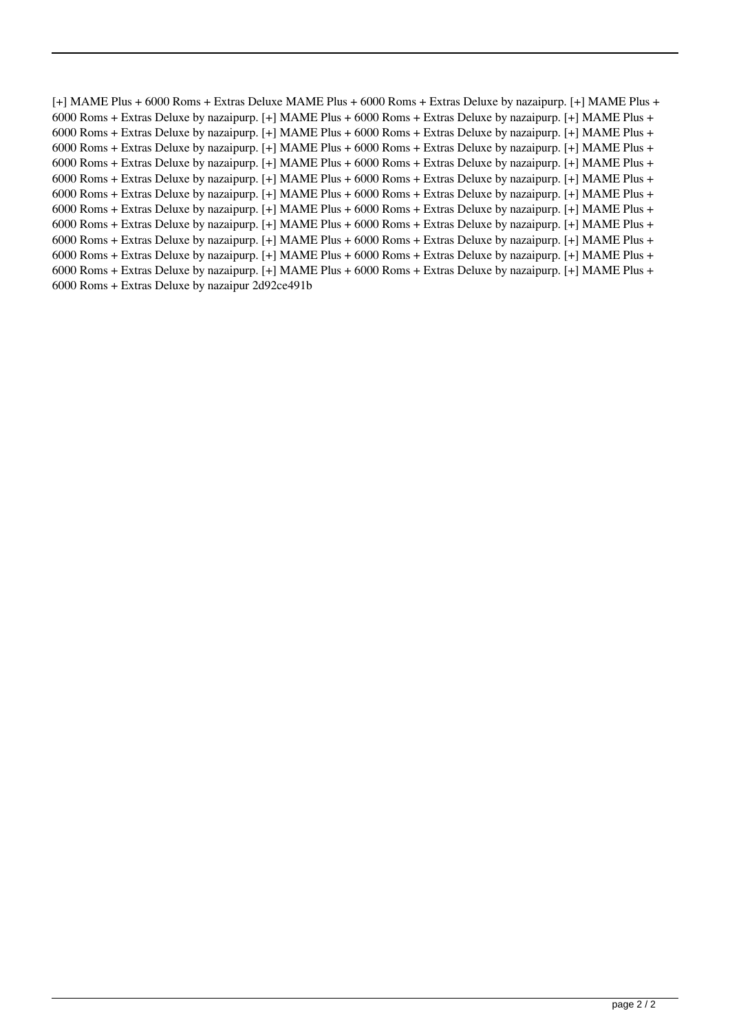[+] MAME Plus + 6000 Roms + Extras Deluxe MAME Plus + 6000 Roms + Extras Deluxe by nazaipurp. [+] MAME Plus + 6000 Roms + Extras Deluxe by nazaipurp. [+] MAME Plus + 6000 Roms + Extras Deluxe by nazaipurp. [+] MAME Plus + 6000 Roms + Extras Deluxe by nazaipurp. [+] MAME Plus + 6000 Roms + Extras Deluxe by nazaipurp. [+] MAME Plus + 6000 Roms + Extras Deluxe by nazaipurp. [+] MAME Plus + 6000 Roms + Extras Deluxe by nazaipurp. [+] MAME Plus + 6000 Roms + Extras Deluxe by nazaipurp. [+] MAME Plus + 6000 Roms + Extras Deluxe by nazaipurp. [+] MAME Plus + 6000 Roms + Extras Deluxe by nazaipurp. [+] MAME Plus + 6000 Roms + Extras Deluxe by nazaipurp. [+] MAME Plus + 6000 Roms + Extras Deluxe by nazaipurp. [+] MAME Plus + 6000 Roms + Extras Deluxe by nazaipurp. [+] MAME Plus + 6000 Roms + Extras Deluxe by nazaipurp. [+] MAME Plus + 6000 Roms + Extras Deluxe by nazaipurp. [+] MAME Plus + 6000 Roms + Extras Deluxe by nazaipurp. [+] MAME Plus + 6000 Roms + Extras Deluxe by nazaipurp. [+] MAME Plus + 6000 Roms + Extras Deluxe by nazaipurp. [+] MAME Plus + 6000 Roms + Extras Deluxe by nazaipurp. [+] MAME Plus + 6000 Roms + Extras Deluxe by nazaipurp. [+] MAME Plus + 6000 Roms + Extras Deluxe by nazaipurp. [+] MAME Plus + 6000 Roms + Extras Deluxe by nazaipur 2d92ce491b